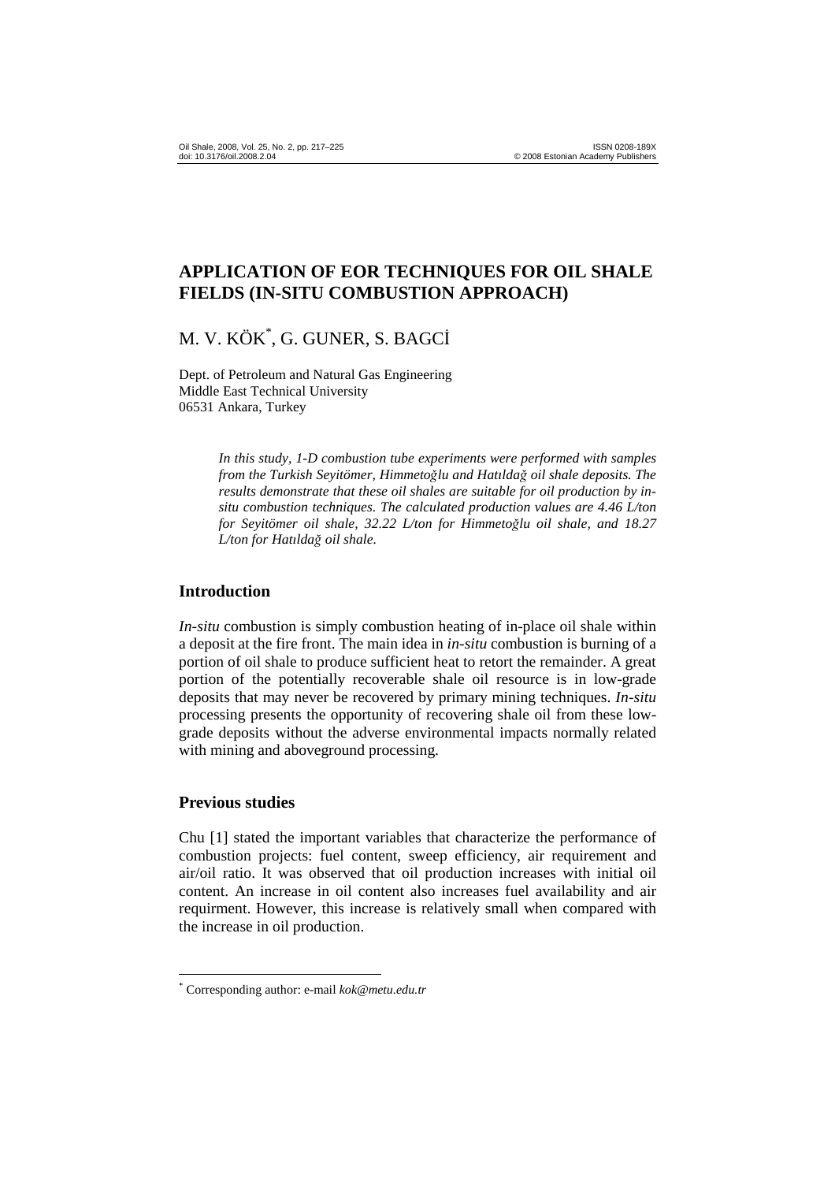# APPLICATION OF EOR TECHNIQUES FOR OIL SHALE FIELDS (IN-SITU COMBUSTION APPROACH)

M. V. KÖK[*], G. GUNER, S. BAGCİ

Dept. of Petroleum and Natural Gas Engineering
Middle East Technical University
06531 Ankara, Turkey

*In this study, 1-D combustion tube experiments were performed with samples from the Turkish Seyitömer, Himmetoğlu and Hatıldağ oil shale deposits. The results demonstrate that these oil shales are suitable for oil production by in-situ combustion techniques. The calculated production values are 4.46 L/ton for Seyitömer oil shale, 32.22 L/ton for Himmetoğlu oil shale, and 18.27 L/ton for Hatıldağ oil shale.*

## Introduction

*In-situ* combustion is simply combustion heating of in-place oil shale within a deposit at the fire front. The main idea in *in-situ* combustion is burning of a portion of oil shale to produce sufficient heat to retort the remainder. A great portion of the potentially recoverable shale oil resource is in low-grade deposits that may never be recovered by primary mining techniques. *In-situ* processing presents the opportunity of recovering shale oil from these low-grade deposits without the adverse environmental impacts normally related with mining and aboveground processing.

## Previous studies

Chu [1] stated the important variables that characterize the performance of combustion projects: fuel content, sweep efficiency, air requirement and air/oil ratio. It was observed that oil production increases with initial oil content. An increase in oil content also increases fuel availability and air requirment. However, this increase is relatively small when compared with the increase in oil production.

[*] Corresponding author: e-mail *kok@metu.edu.tr*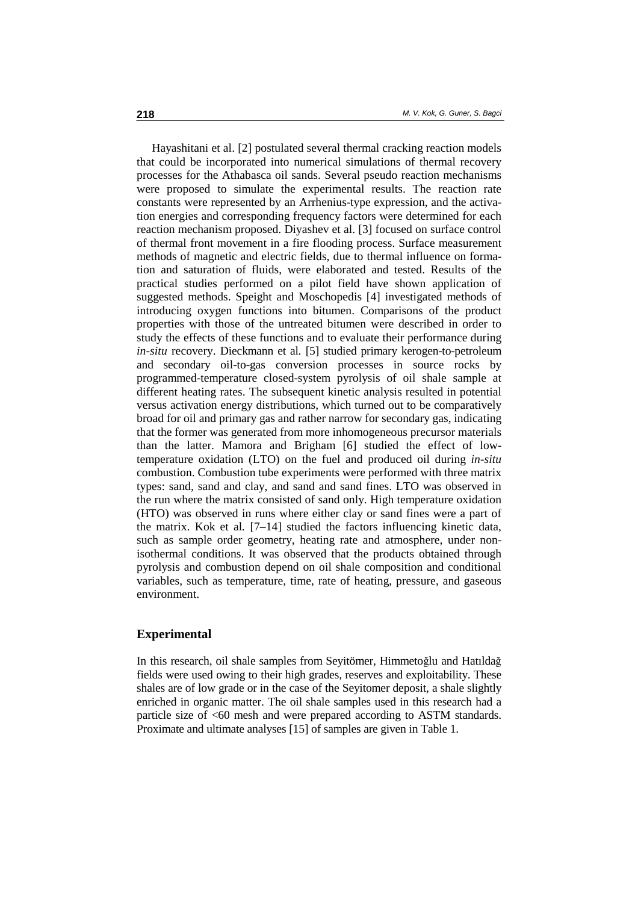Hayashitani et al. [2] postulated several thermal cracking reaction models that could be incorporated into numerical simulations of thermal recovery processes for the Athabasca oil sands. Several pseudo reaction mechanisms were proposed to simulate the experimental results. The reaction rate constants were represented by an Arrhenius-type expression, and the activation energies and corresponding frequency factors were determined for each reaction mechanism proposed. Diyashev et al. [3] focused on surface control of thermal front movement in a fire flooding process. Surface measurement methods of magnetic and electric fields, due to thermal influence on formation and saturation of fluids, were elaborated and tested. Results of the practical studies performed on a pilot field have shown application of suggested methods. Speight and Moschopedis [4] investigated methods of introducing oxygen functions into bitumen. Comparisons of the product properties with those of the untreated bitumen were described in order to study the effects of these functions and to evaluate their performance during *in-situ* recovery. Dieckmann et al. [5] studied primary kerogen-to-petroleum and secondary oil-to-gas conversion processes in source rocks by programmed-temperature closed-system pyrolysis of oil shale sample at different heating rates. The subsequent kinetic analysis resulted in potential versus activation energy distributions, which turned out to be comparatively broad for oil and primary gas and rather narrow for secondary gas, indicating that the former was generated from more inhomogeneous precursor materials than the latter. Mamora and Brigham [6] studied the effect of low-temperature oxidation (LTO) on the fuel and produced oil during *in-situ* combustion. Combustion tube experiments were performed with three matrix types: sand, sand and clay, and sand and sand fines. LTO was observed in the run where the matrix consisted of sand only. High temperature oxidation (HTO) was observed in runs where either clay or sand fines were a part of the matrix. Kok et al. [7–14] studied the factors influencing kinetic data, such as sample order geometry, heating rate and atmosphere, under non-isothermal conditions. It was observed that the products obtained through pyrolysis and combustion depend on oil shale composition and conditional variables, such as temperature, time, rate of heating, pressure, and gaseous environment.

## Experimental

In this research, oil shale samples from Seyitömer, Himmetoğlu and Hatıldağ fields were used owing to their high grades, reserves and exploitability. These shales are of low grade or in the case of the Seyitomer deposit, a shale slightly enriched in organic matter. The oil shale samples used in this research had a particle size of <60 mesh and were prepared according to ASTM standards. Proximate and ultimate analyses [15] of samples are given in Table 1.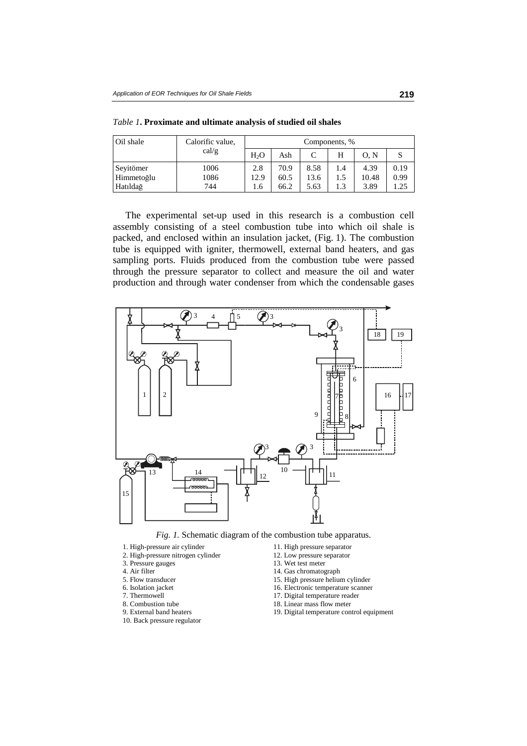*Table 1*. **Proximate and ultimate analysis of studied oil shales**

| Oil shale | Calorific value, cal/g | Components, % | | | | | |
|---|---|---|---|---|---|---|---|
| | | $H_2O$ | Ash | C | H | O, N | S |
| Seyitömer | 1006 | 2.8 | 70.9 | 8.58 | 1.4 | 4.39 | 0.19 |
| Himmetoğlu | 1086 | 12.9 | 60.5 | 13.6 | 1.5 | 10.48 | 0.99 |
| Hatıldağ | 744 | 1.6 | 66.2 | 5.63 | 1.3 | 3.89 | 1.25 |

The experimental set-up used in this research is a combustion cell assembly consisting of a steel combustion tube into which oil shale is packed, and enclosed within an insulation jacket, (Fig. 1). The combustion tube is equipped with igniter, thermowell, external band heaters, and gas sampling ports. Fluids produced from the combustion tube were passed through the pressure separator to collect and measure the oil and water production and through water condenser from which the condensable gases

*Fig. 1.* Schematic diagram of the combustion tube apparatus.

1. High-pressure air cylinder
2. High-pressure nitrogen cylinder
3. Pressure gauges
4. Air filter
5. Flow transducer
6. Isolation jacket
7. Thermowell
8. Combustion tube
9. External band heaters
10. Back pressure regulator
11. High pressure separator
12. Low pressure separator
13. Wet test meter
14. Gas chromatograph
15. High pressure helium cylinder
16. Electronic temperature scanner
17. Digital temperature reader
18. Linear mass flow meter
19. Digital temperature control equipment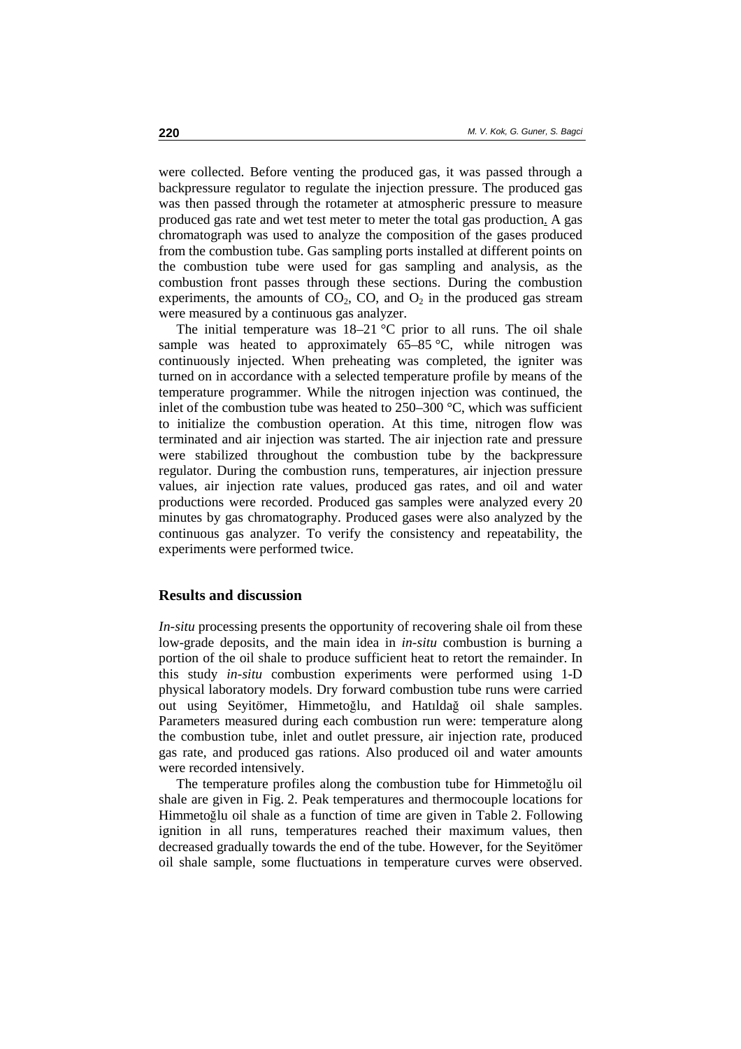were collected. Before venting the produced gas, it was passed through a backpressure regulator to regulate the injection pressure. The produced gas was then passed through the rotameter at atmospheric pressure to measure produced gas rate and wet test meter to meter the total gas production. A gas chromatograph was used to analyze the composition of the gases produced from the combustion tube. Gas sampling ports installed at different points on the combustion tube were used for gas sampling and analysis, as the combustion front passes through these sections. During the combustion experiments, the amounts of $CO_2$, CO, and $O_2$ in the produced gas stream were measured by a continuous gas analyzer.

The initial temperature was 18–21 °C prior to all runs. The oil shale sample was heated to approximately 65–85 °C, while nitrogen was continuously injected. When preheating was completed, the igniter was turned on in accordance with a selected temperature profile by means of the temperature programmer. While the nitrogen injection was continued, the inlet of the combustion tube was heated to 250–300 °C, which was sufficient to initialize the combustion operation. At this time, nitrogen flow was terminated and air injection was started. The air injection rate and pressure were stabilized throughout the combustion tube by the backpressure regulator. During the combustion runs, temperatures, air injection pressure values, air injection rate values, produced gas rates, and oil and water productions were recorded. Produced gas samples were analyzed every 20 minutes by gas chromatography. Produced gases were also analyzed by the continuous gas analyzer. To verify the consistency and repeatability, the experiments were performed twice.

## Results and discussion

*In-situ* processing presents the opportunity of recovering shale oil from these low-grade deposits, and the main idea in *in-situ* combustion is burning a portion of the oil shale to produce sufficient heat to retort the remainder. In this study *in-situ* combustion experiments were performed using 1-D physical laboratory models. Dry forward combustion tube runs were carried out using Seyitömer, Himmetoğlu, and Hatıldağ oil shale samples. Parameters measured during each combustion run were: temperature along the combustion tube, inlet and outlet pressure, air injection rate, produced gas rate, and produced gas rations. Also produced oil and water amounts were recorded intensively.

The temperature profiles along the combustion tube for Himmetoğlu oil shale are given in Fig. 2. Peak temperatures and thermocouple locations for Himmetoğlu oil shale as a function of time are given in Table 2. Following ignition in all runs, temperatures reached their maximum values, then decreased gradually towards the end of the tube. However, for the Seyitömer oil shale sample, some fluctuations in temperature curves were observed.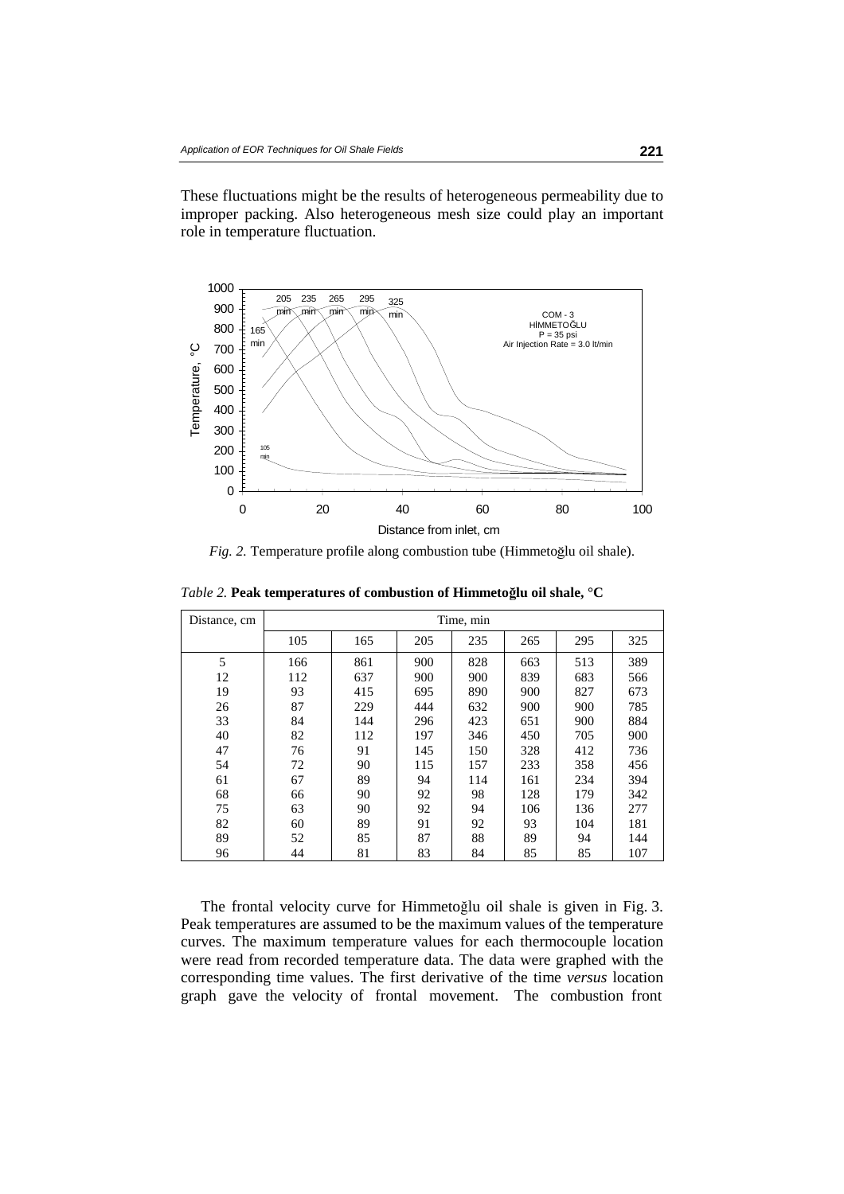These fluctuations might be the results of heterogeneous permeability due to improper packing. Also heterogeneous mesh size could play an important role in temperature fluctuation.

*Fig. 2.* Temperature profile along combustion tube (Himmetoğlu oil shale).

*Table 2.* **Peak temperatures of combustion of Himmetoğlu oil shale, °C**

| Distance, cm | Time, min | | | | | | |
|---|---|---|---|---|---|---|---|
| | 105 | 165 | 205 | 235 | 265 | 295 | 325 |
| 5 | 166 | 861 | 900 | 828 | 663 | 513 | 389 |
| 12 | 112 | 637 | 900 | 900 | 839 | 683 | 566 |
| 19 | 93 | 415 | 695 | 890 | 900 | 827 | 673 |
| 26 | 87 | 229 | 444 | 632 | 900 | 900 | 785 |
| 33 | 84 | 144 | 296 | 423 | 651 | 900 | 884 |
| 40 | 82 | 112 | 197 | 346 | 450 | 705 | 900 |
| 47 | 76 | 91 | 145 | 150 | 328 | 412 | 736 |
| 54 | 72 | 90 | 115 | 157 | 233 | 358 | 456 |
| 61 | 67 | 89 | 94 | 114 | 161 | 234 | 394 |
| 68 | 66 | 90 | 92 | 98 | 128 | 179 | 342 |
| 75 | 63 | 90 | 92 | 94 | 106 | 136 | 277 |
| 82 | 60 | 89 | 91 | 92 | 93 | 104 | 181 |
| 89 | 52 | 85 | 87 | 88 | 89 | 94 | 144 |
| 96 | 44 | 81 | 83 | 84 | 85 | 85 | 107 |

The frontal velocity curve for Himmetoğlu oil shale is given in Fig. 3. Peak temperatures are assumed to be the maximum values of the temperature curves. The maximum temperature values for each thermocouple location were read from recorded temperature data. The data were graphed with the corresponding time values. The first derivative of the time *versus* location graph gave the velocity of frontal movement. The combustion front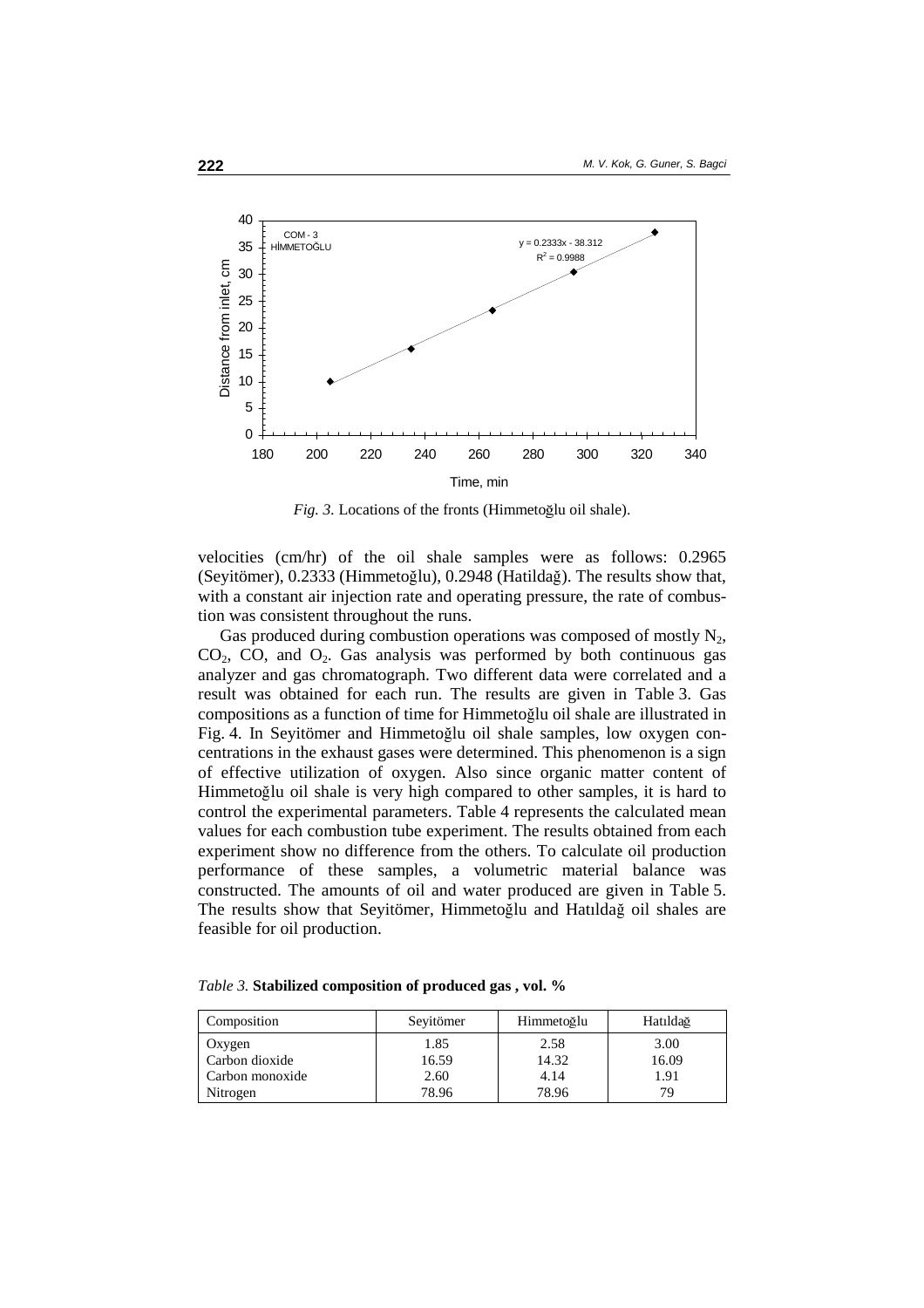*Fig. 3.* Locations of the fronts (Himmetoğlu oil shale).

velocities (cm/hr) of the oil shale samples were as follows: 0.2965 (Seyitömer), 0.2333 (Himmetoğlu), 0.2948 (Hatildağ). The results show that, with a constant air injection rate and operating pressure, the rate of combustion was consistent throughout the runs.

Gas produced during combustion operations was composed of mostly $N_2$, $CO_2$, CO, and $O_2$. Gas analysis was performed by both continuous gas analyzer and gas chromatograph. Two different data were correlated and a result was obtained for each run. The results are given in Table 3. Gas compositions as a function of time for Himmetoğlu oil shale are illustrated in Fig. 4. In Seyitömer and Himmetoğlu oil shale samples, low oxygen concentrations in the exhaust gases were determined. This phenomenon is a sign of effective utilization of oxygen. Also since organic matter content of Himmetoğlu oil shale is very high compared to other samples, it is hard to control the experimental parameters. Table 4 represents the calculated mean values for each combustion tube experiment. The results obtained from each experiment show no difference from the others. To calculate oil production performance of these samples, a volumetric material balance was constructed. The amounts of oil and water produced are given in Table 5. The results show that Seyitömer, Himmetoğlu and Hatıldağ oil shales are feasible for oil production.

*Table 3.* **Stabilized composition of produced gas , vol. %**

| Composition | Seyitömer | Himmetoğlu | Hatıldağ |
|---|---|---|---|
| Oxygen | 1.85 | 2.58 | 3.00 |
| Carbon dioxide | 16.59 | 14.32 | 16.09 |
| Carbon monoxide | 2.60 | 4.14 | 1.91 |
| Nitrogen | 78.96 | 78.96 | 79 |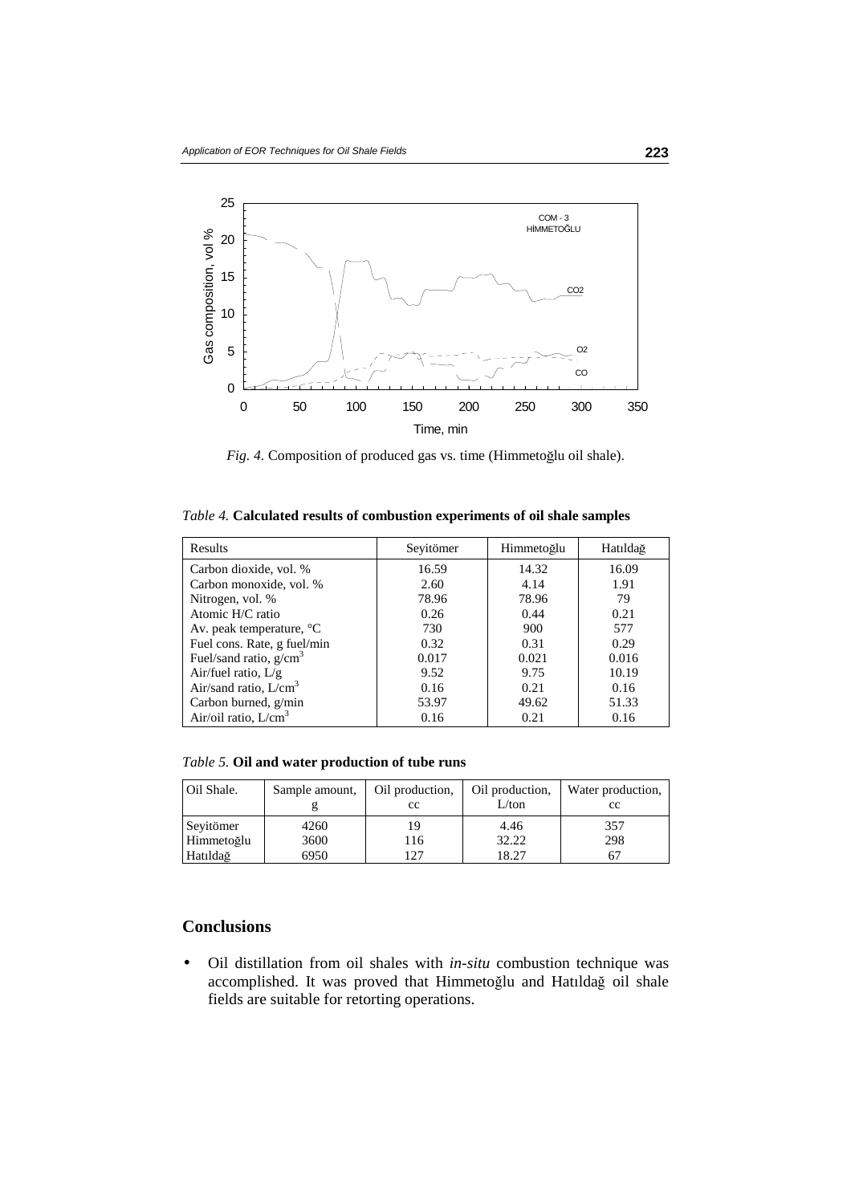*Fig. 4.* Composition of produced gas vs. time (Himmetoğlu oil shale).

*Table 4.* **Calculated results of combustion experiments of oil shale samples**

| Results | Seyitömer | Himmetoğlu | Hatıldağ |
|---|---|---|---|
| Carbon dioxide, vol. % | 16.59 | 14.32 | 16.09 |
| Carbon monoxide, vol. % | 2.60 | 4.14 | 1.91 |
| Nitrogen, vol. % | 78.96 | 78.96 | 79 |
| Atomic H/C ratio | 0.26 | 0.44 | 0.21 |
| Av. peak temperature, °C | 730 | 900 | 577 |
| Fuel cons. Rate, g fuel/min | 0.32 | 0.31 | 0.29 |
| Fuel/sand ratio, g/cm$^3$ | 0.017 | 0.021 | 0.016 |
| Air/fuel ratio, L/g | 9.52 | 9.75 | 10.19 |
| Air/sand ratio, L/cm$^3$ | 0.16 | 0.21 | 0.16 |
| Carbon burned, g/min | 53.97 | 49.62 | 51.33 |
| Air/oil ratio, L/cm$^3$ | 0.16 | 0.21 | 0.16 |

*Table 5.* **Oil and water production of tube runs**

| Oil Shale. | Sample amount, g | Oil production, cc | Oil production, L/ton | Water production, cc |
|---|---|---|---|---|
| Seyitömer | 4260 | 19 | 4.46 | 357 |
| Himmetoğlu | 3600 | 116 | 32.22 | 298 |
| Hatıldağ | 6950 | 127 | 18.27 | 67 |

## Conclusions

- Oil distillation from oil shales with *in-situ* combustion technique was accomplished. It was proved that Himmetoğlu and Hatıldağ oil shale fields are suitable for retorting operations.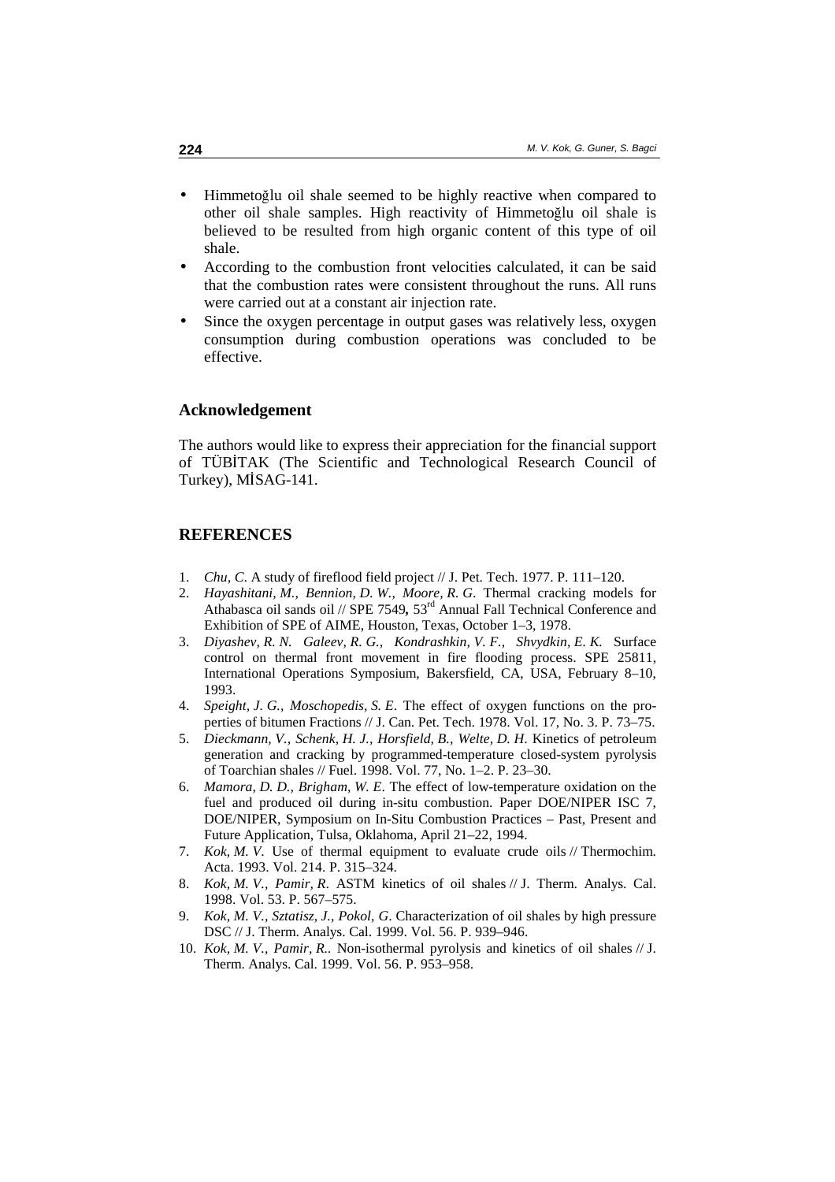- Himmetoğlu oil shale seemed to be highly reactive when compared to other oil shale samples. High reactivity of Himmetoğlu oil shale is believed to be resulted from high organic content of this type of oil shale.
- According to the combustion front velocities calculated, it can be said that the combustion rates were consistent throughout the runs. All runs were carried out at a constant air injection rate.
- Since the oxygen percentage in output gases was relatively less, oxygen consumption during combustion operations was concluded to be effective.

## Acknowledgement

The authors would like to express their appreciation for the financial support of TÜBİTAK (The Scientific and Technological Research Council of Turkey), MİSAG-141.

## REFERENCES

1. *Chu, C.* A study of fireflood field project // J. Pet. Tech. 1977. P. 111–120.
2. *Hayashitani, M., Bennion, D. W., Moore, R. G.* Thermal cracking models for Athabasca oil sands oil // SPE 7549**,** 53rd Annual Fall Technical Conference and Exhibition of SPE of AIME, Houston, Texas, October 1–3, 1978.
3. *Diyashev, R. N. Galeev, R. G., Kondrashkin, V. F., Shvydkin, E. K.* Surface control on thermal front movement in fire flooding process. SPE 25811, International Operations Symposium, Bakersfield, CA, USA, February 8–10, 1993.
4. *Speight, J. G., Moschopedis, S. E.* The effect of oxygen functions on the properties of bitumen Fractions // J. Can. Pet. Tech. 1978. Vol. 17, No. 3. P. 73–75.
5. *Dieckmann, V., Schenk, H. J., Horsfield, B., Welte, D. H.* Kinetics of petroleum generation and cracking by programmed-temperature closed-system pyrolysis of Toarchian shales // Fuel. 1998. Vol. 77, No. 1–2. P. 23–30.
6. *Mamora, D. D., Brigham, W. E.* The effect of low-temperature oxidation on the fuel and produced oil during in-situ combustion. Paper DOE/NIPER ISC 7, DOE/NIPER, Symposium on In-Situ Combustion Practices – Past, Present and Future Application, Tulsa, Oklahoma, April 21–22, 1994.
7. *Kok, M. V.* Use of thermal equipment to evaluate crude oils // Thermochim. Acta. 1993. Vol. 214. P. 315–324.
8. *Kok, M. V., Pamir, R.* ASTM kinetics of oil shales // J. Therm. Analys. Cal. 1998. Vol. 53. P. 567–575.
9. *Kok, M. V., Sztatisz, J., Pokol, G.* Characterization of oil shales by high pressure DSC // J. Therm. Analys. Cal. 1999. Vol. 56. P. 939–946.
10. *Kok, M. V., Pamir, R..* Non-isothermal pyrolysis and kinetics of oil shales // J. Therm. Analys. Cal. 1999. Vol. 56. P. 953–958.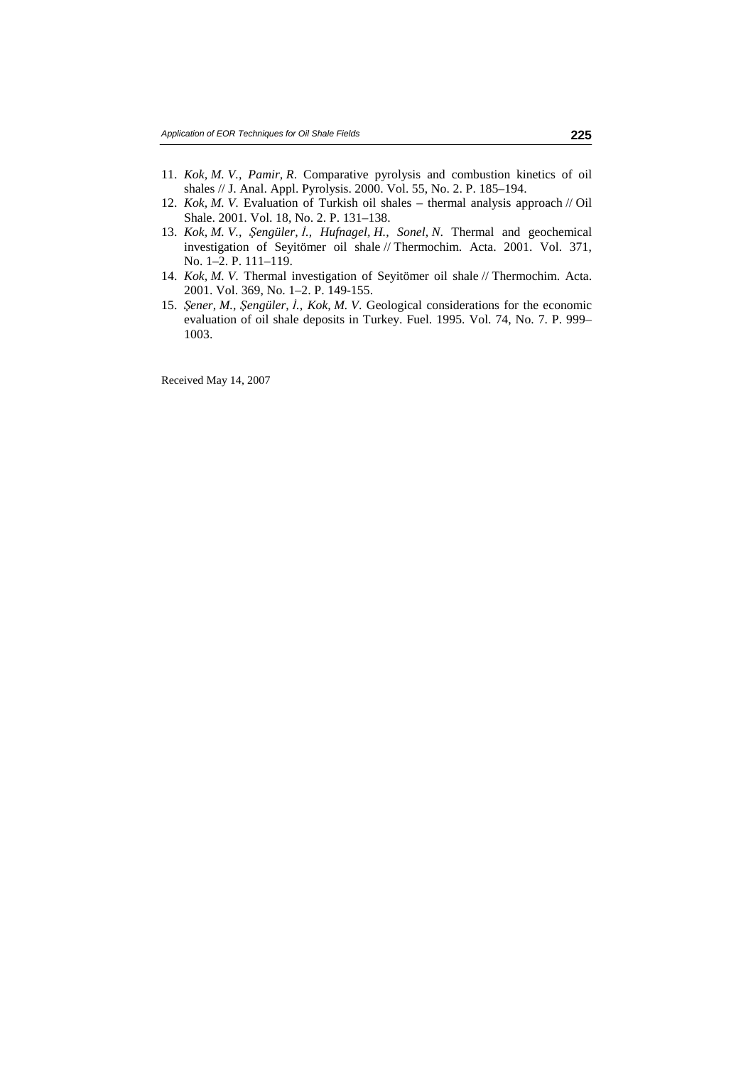11. *Kok, M. V., Pamir, R*. Comparative pyrolysis and combustion kinetics of oil shales // J. Anal. Appl. Pyrolysis. 2000. Vol. 55, No. 2. P. 185–194.
12. *Kok, M. V*. Evaluation of Turkish oil shales – thermal analysis approach // Oil Shale. 2001. Vol. 18, No. 2. P. 131–138.
13. *Kok, M. V., Şengüler, İ., Hufnagel, H., Sonel, N*. Thermal and geochemical investigation of Seyitömer oil shale // Thermochim. Acta. 2001. Vol. 371, No. 1–2. P. 111–119.
14. *Kok, M. V*. Thermal investigation of Seyitömer oil shale // Thermochim. Acta. 2001. Vol. 369, No. 1–2. P. 149-155.
15. *Şener, M., Şengüler, İ., Kok, M. V*. Geological considerations for the economic evaluation of oil shale deposits in Turkey. Fuel. 1995. Vol. 74, No. 7. P. 999–1003.

Received May 14, 2007